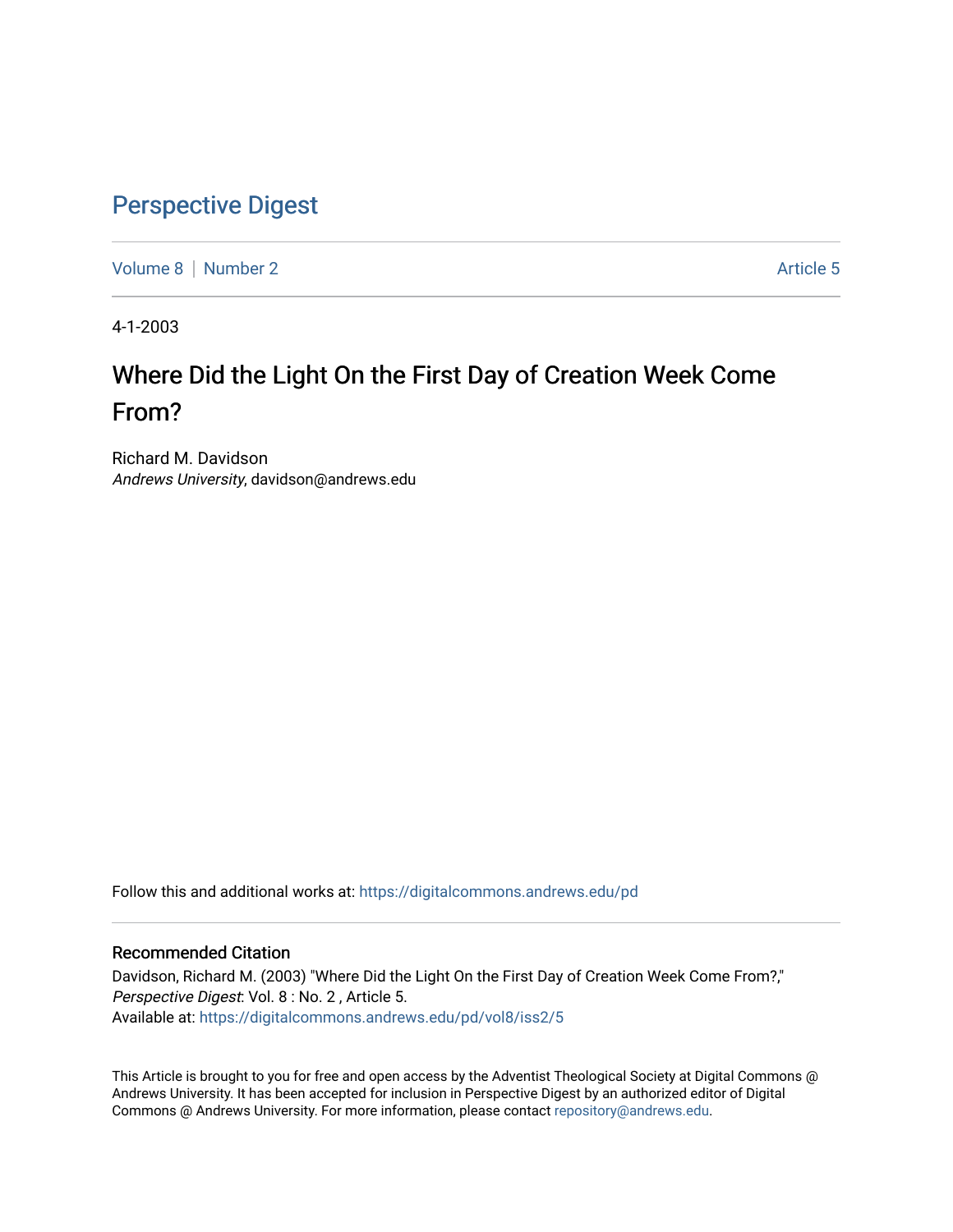# Perspective Digest

Volume 8 | Number 2 Article 5

4-1-2003

## Where Did the Light On the First Day of Creation Week Come From?

Richard M. Davidson
*Andrews University*, davidson@andrews.edu

Follow this and additional works at: https://digitalcommons.andrews.edu/pd

### Recommended Citation

Davidson, Richard M. (2003) "Where Did the Light On the First Day of Creation Week Come From?," *Perspective Digest*: Vol. 8 : No. 2 , Article 5.
Available at: https://digitalcommons.andrews.edu/pd/vol8/iss2/5

This Article is brought to you for free and open access by the Adventist Theological Society at Digital Commons @ Andrews University. It has been accepted for inclusion in Perspective Digest by an authorized editor of Digital Commons @ Andrews University. For more information, please contact repository@andrews.edu.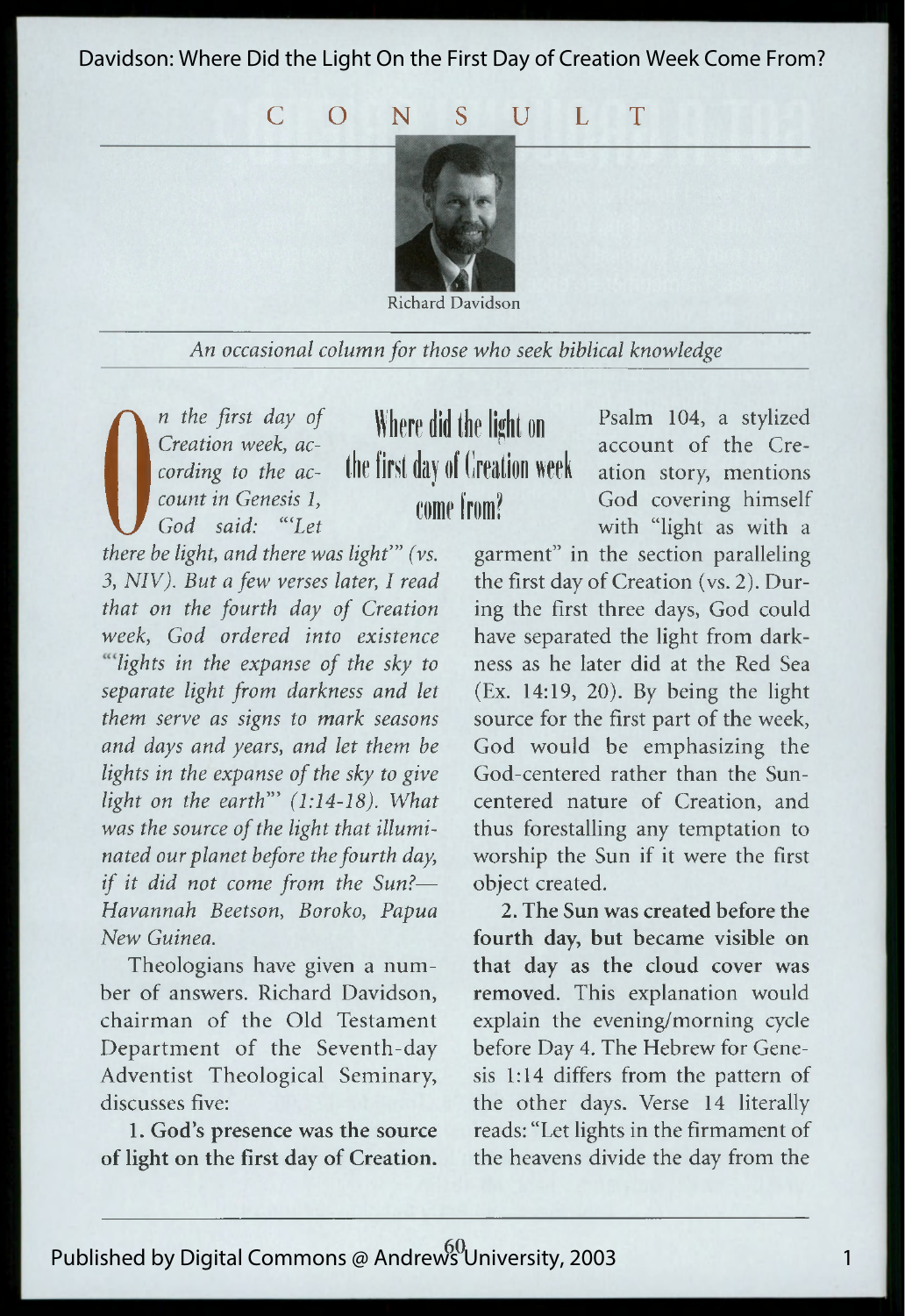# CONSULT

Richard Davidson

*An occasional column for those who seek biblical knowledge*

## Where did the light on the first day of Creation week come from?

*On the first day of Creation week, according to the account in Genesis 1, God said: "'Let there be light,' and there was light'" (vs. 3, NIV). But a few verses later, I read that on the fourth day of Creation week, God ordered into existence "'lights in the expanse of the sky to separate light from darkness and let them serve as signs to mark seasons and days and years, and let them be lights in the expanse of the sky to give light on the earth'" (1:14-18). What was the source of the light that illuminated our planet before the fourth day, if it did not come from the Sun?— Havannah Beetson, Boroko, Papua New Guinea.*

Theologians have given a number of answers. Richard Davidson, chairman of the Old Testament Department of the Seventh-day Adventist Theological Seminary, discusses five:

**1. God's presence was the source of light on the first day of Creation.** Psalm 104, a stylized account of the Creation story, mentions God covering himself with "light as with a garment" in the section paralleling the first day of Creation (vs. 2). During the first three days, God could have separated the light from darkness as he later did at the Red Sea (Ex. 14:19, 20). By being the light source for the first part of the week, God would be emphasizing the God-centered rather than the Sun-centered nature of Creation, and thus forestalling any temptation to worship the Sun if it were the first object created.

**2. The Sun was created before the fourth day, but became visible on that day as the cloud cover was removed.** This explanation would explain the evening/morning cycle before Day 4. The Hebrew for Genesis 1:14 differs from the pattern of the other days. Verse 14 literally reads: "Let lights in the firmament of the heavens divide the day from the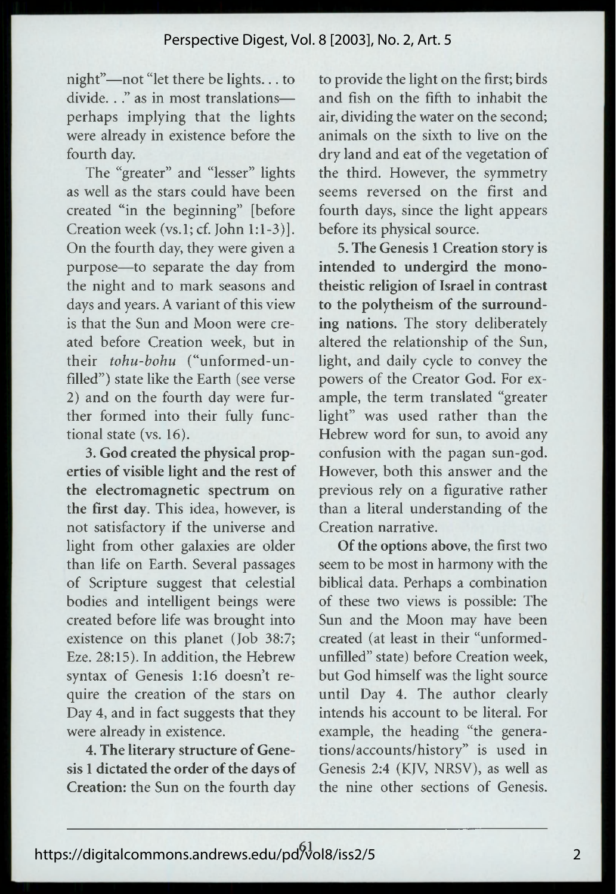night"—not "let there be lights. . . to divide. . ." as in most translations—perhaps implying that the lights were already in existence before the fourth day.

The "greater" and "lesser" lights as well as the stars could have been created "in the beginning" [before Creation week (vs.1; cf. John 1:1-3)]. On the fourth day, they were given a purpose—to separate the day from the night and to mark seasons and days and years. A variant of this view is that the Sun and Moon were created before Creation week, but in their *tohu-bohu* ("unformed-unfilled") state like the Earth (see verse 2) and on the fourth day were further formed into their fully functional state (vs. 16).

**3. God created the physical properties of visible light and the rest of the electromagnetic spectrum on the first day.** This idea, however, is not satisfactory if the universe and light from other galaxies are older than life on Earth. Several passages of Scripture suggest that celestial bodies and intelligent beings were created before life was brought into existence on this planet (Job 38:7; Eze. 28:15). In addition, the Hebrew syntax of Genesis 1:16 doesn't require the creation of the stars on Day 4, and in fact suggests that they were already in existence.

**4. The literary structure of Genesis 1 dictated the order of the days of Creation:** the Sun on the fourth day to provide the light on the first; birds and fish on the fifth to inhabit the air, dividing the water on the second; animals on the sixth to live on the dry land and eat of the vegetation of the third. However, the symmetry seems reversed on the first and fourth days, since the light appears before its physical source.

**5. The Genesis 1 Creation story is intended to undergird the monotheistic religion of Israel in contrast to the polytheism of the surrounding nations.** The story deliberately altered the relationship of the Sun, light, and daily cycle to convey the powers of the Creator God. For example, the term translated "greater light" was used rather than the Hebrew word for sun, to avoid any confusion with the pagan sun-god. However, both this answer and the previous rely on a figurative rather than a literal understanding of the Creation narrative.

**Of the options above**, the first two seem to be most in harmony with the biblical data. Perhaps a combination of these two views is possible: The Sun and the Moon may have been created (at least in their "unformed-unfilled" state) before Creation week, but God himself was the light source until Day 4. The author clearly intends his account to be literal. For example, the heading "the generations/accounts/history" is used in Genesis 2:4 (KJV, NRSV), as well as the nine other sections of Genesis.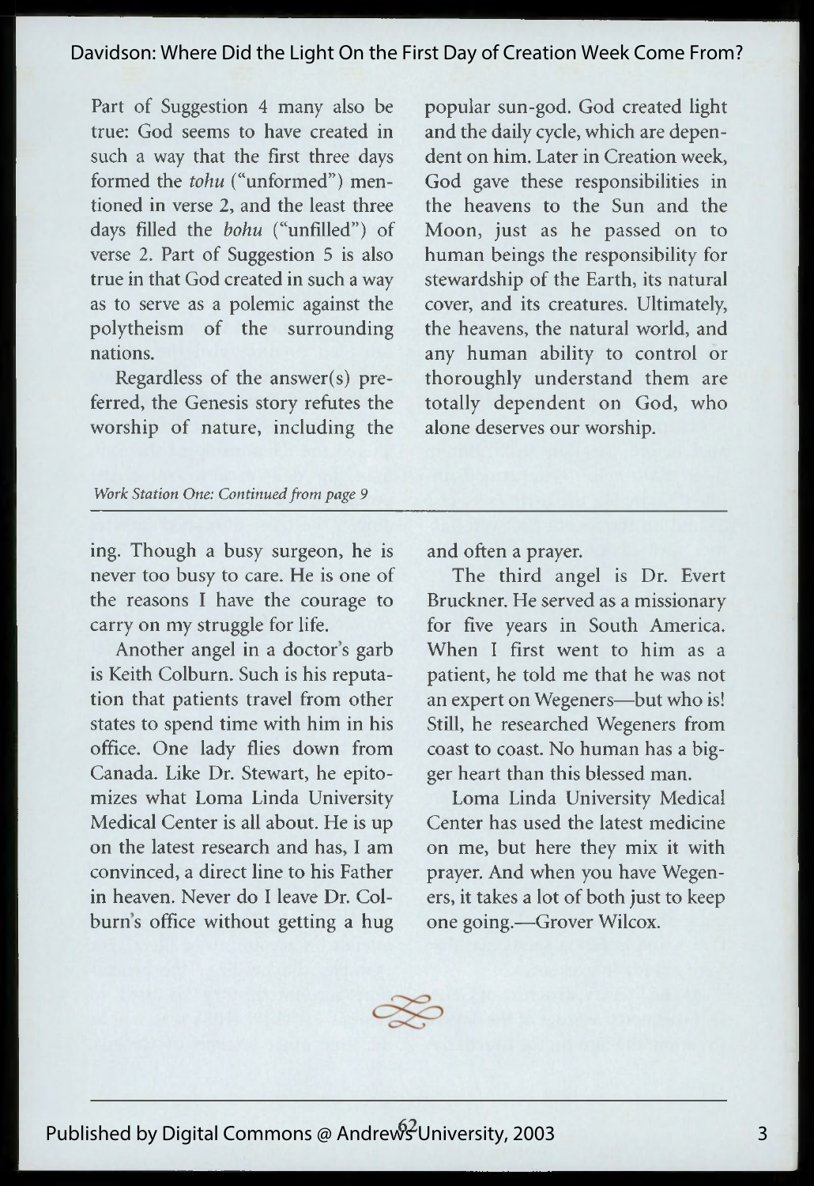Part of Suggestion 4 many also be true: God seems to have created in such a way that the first three days formed the *tohu* ("unformed") mentioned in verse 2, and the least three days filled the *bohu* ("unfilled") of verse 2. Part of Suggestion 5 is also true in that God created in such a way as to serve as a polemic against the polytheism of the surrounding nations.

Regardless of the answer(s) preferred, the Genesis story refutes the worship of nature, including the popular sun-god. God created light and the daily cycle, which are dependent on him. Later in Creation week, God gave these responsibilities in the heavens to the Sun and the Moon, just as he passed on to human beings the responsibility for stewardship of the Earth, its natural cover, and its creatures. Ultimately, the heavens, the natural world, and any human ability to control or thoroughly understand them are totally dependent on God, who alone deserves our worship.

---

*Work Station One: Continued from page 9*

ing. Though a busy surgeon, he is never too busy to care. He is one of the reasons I have the courage to carry on my struggle for life.

Another angel in a doctor's garb is Keith Colburn. Such is his reputation that patients travel from other states to spend time with him in his office. One lady flies down from Canada. Like Dr. Stewart, he epitomizes what Loma Linda University Medical Center is all about. He is up on the latest research and has, I am convinced, a direct line to his Father in heaven. Never do I leave Dr. Colburn's office without getting a hug and often a prayer.

The third angel is Dr. Evert Bruckner. He served as a missionary for five years in South America. When I first went to him as a patient, he told me that he was not an expert on Wegeners—but who is! Still, he researched Wegeners from coast to coast. No human has a bigger heart than this blessed man.

Loma Linda University Medical Center has used the latest medicine on me, but here they mix it with prayer. And when you have Wegeners, it takes a lot of both just to keep one going.—Grover Wilcox.